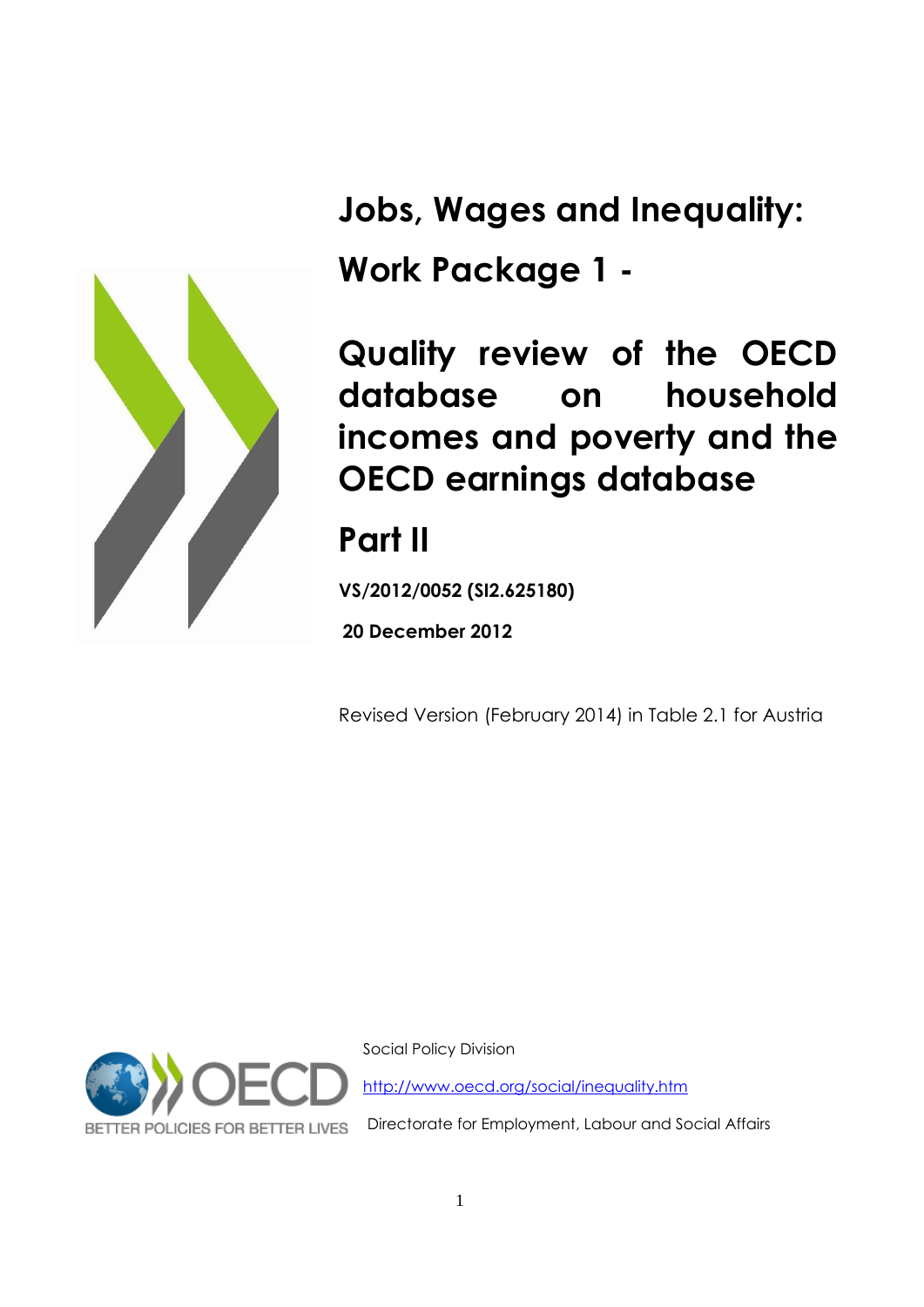# Jobs, Wages and Inequality:

# Work Package 1 -

# Quality review of the OECD database on household incomes and poverty and the OECD earnings database

# Part II

**VS/2012/0052 (SI2.625180)**

**20 December 2012**

Revised Version (February 2014) in Table 2.1 for Austria

Social Policy Division

http://www.oecd.org/social/inequality.htm

Directorate for Employment, Labour and Social Affairs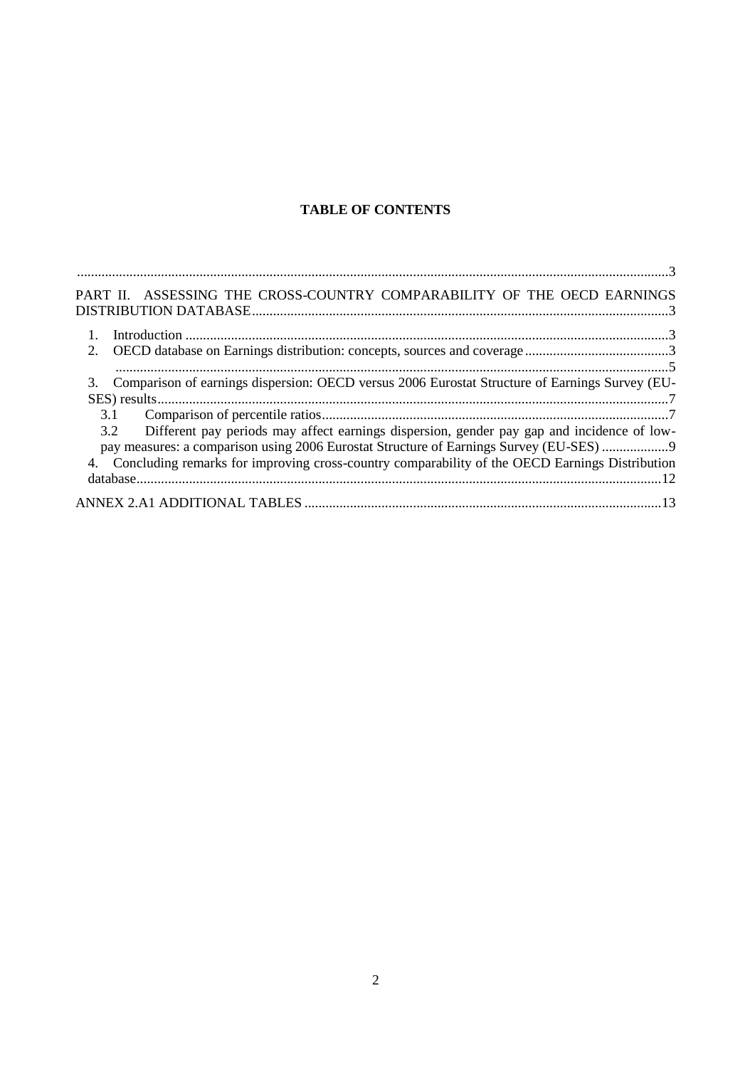**TABLE OF CONTENTS**

.......................................................................................................................................................3

PART II. ASSESSING THE CROSS-COUNTRY COMPARABILITY OF THE OECD EARNINGS DISTRIBUTION DATABASE......................................................................................................................3

1. Introduction ..........................................................................................................................3
2. OECD database on Earnings distribution: concepts, sources and coverage..........................................3

.............................................................................................................................................5

3. Comparison of earnings dispersion: OECD versus 2006 Eurostat Structure of Earnings Survey (EU-SES) results.................................................................................................................................7

   3.1 Comparison of percentile ratios...................................................................................7

   3.2 Different pay periods may affect earnings dispersion, gender pay gap and incidence of low-pay measures: a comparison using 2006 Eurostat Structure of Earnings Survey (EU-SES) ...................9

4. Concluding remarks for improving cross-country comparability of the OECD Earnings Distribution database.....................................................................................................................................12

ANNEX 2.A1 ADDITIONAL TABLES .....................................................................................13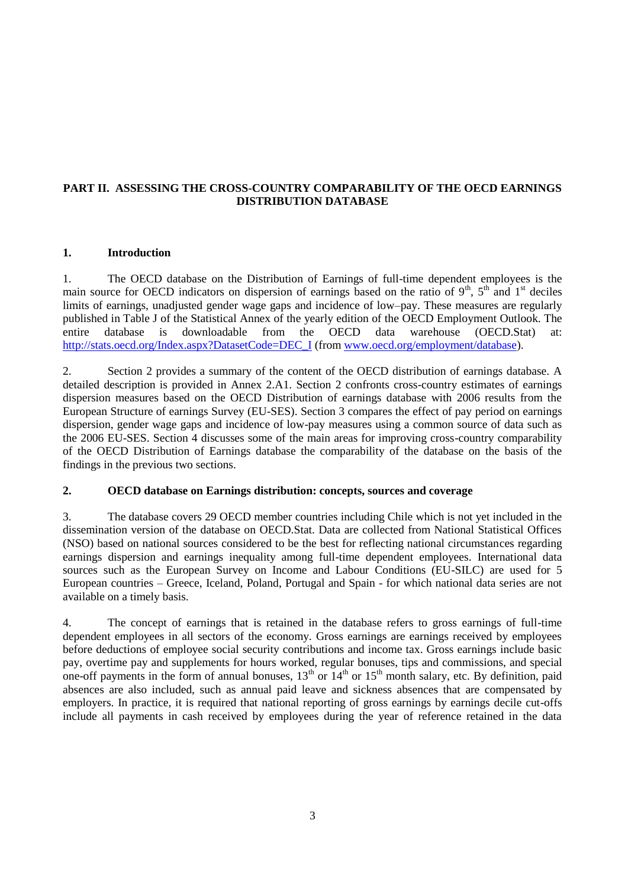# PART II. ASSESSING THE CROSS-COUNTRY COMPARABILITY OF THE OECD EARNINGS DISTRIBUTION DATABASE

## 1. Introduction

1. The OECD database on the Distribution of Earnings of full-time dependent employees is the main source for OECD indicators on dispersion of earnings based on the ratio of 9th, 5th and 1st deciles limits of earnings, unadjusted gender wage gaps and incidence of low–pay. These measures are regularly published in Table J of the Statistical Annex of the yearly edition of the OECD Employment Outlook. The entire database is downloadable from the OECD data warehouse (OECD.Stat) at: [http://stats.oecd.org/Index.aspx?DatasetCode=DEC_I](http://stats.oecd.org/Index.aspx?DatasetCode=DEC_I) (from [www.oecd.org/employment/database](www.oecd.org/employment/database)).

2. Section 2 provides a summary of the content of the OECD distribution of earnings database. A detailed description is provided in Annex 2.A1. Section 2 confronts cross-country estimates of earnings dispersion measures based on the OECD Distribution of earnings database with 2006 results from the European Structure of earnings Survey (EU-SES). Section 3 compares the effect of pay period on earnings dispersion, gender wage gaps and incidence of low-pay measures using a common source of data such as the 2006 EU-SES. Section 4 discusses some of the main areas for improving cross-country comparability of the OECD Distribution of Earnings database the comparability of the database on the basis of the findings in the previous two sections.

## 2. OECD database on Earnings distribution: concepts, sources and coverage

3. The database covers 29 OECD member countries including Chile which is not yet included in the dissemination version of the database on OECD.Stat. Data are collected from National Statistical Offices (NSO) based on national sources considered to be the best for reflecting national circumstances regarding earnings dispersion and earnings inequality among full-time dependent employees. International data sources such as the European Survey on Income and Labour Conditions (EU-SILC) are used for 5 European countries – Greece, Iceland, Poland, Portugal and Spain - for which national data series are not available on a timely basis.

4. The concept of earnings that is retained in the database refers to gross earnings of full-time dependent employees in all sectors of the economy. Gross earnings are earnings received by employees before deductions of employee social security contributions and income tax. Gross earnings include basic pay, overtime pay and supplements for hours worked, regular bonuses, tips and commissions, and special one-off payments in the form of annual bonuses, 13th or 14th or 15th month salary, etc. By definition, paid absences are also included, such as annual paid leave and sickness absences that are compensated by employers. In practice, it is required that national reporting of gross earnings by earnings decile cut-offs include all payments in cash received by employees during the year of reference retained in the data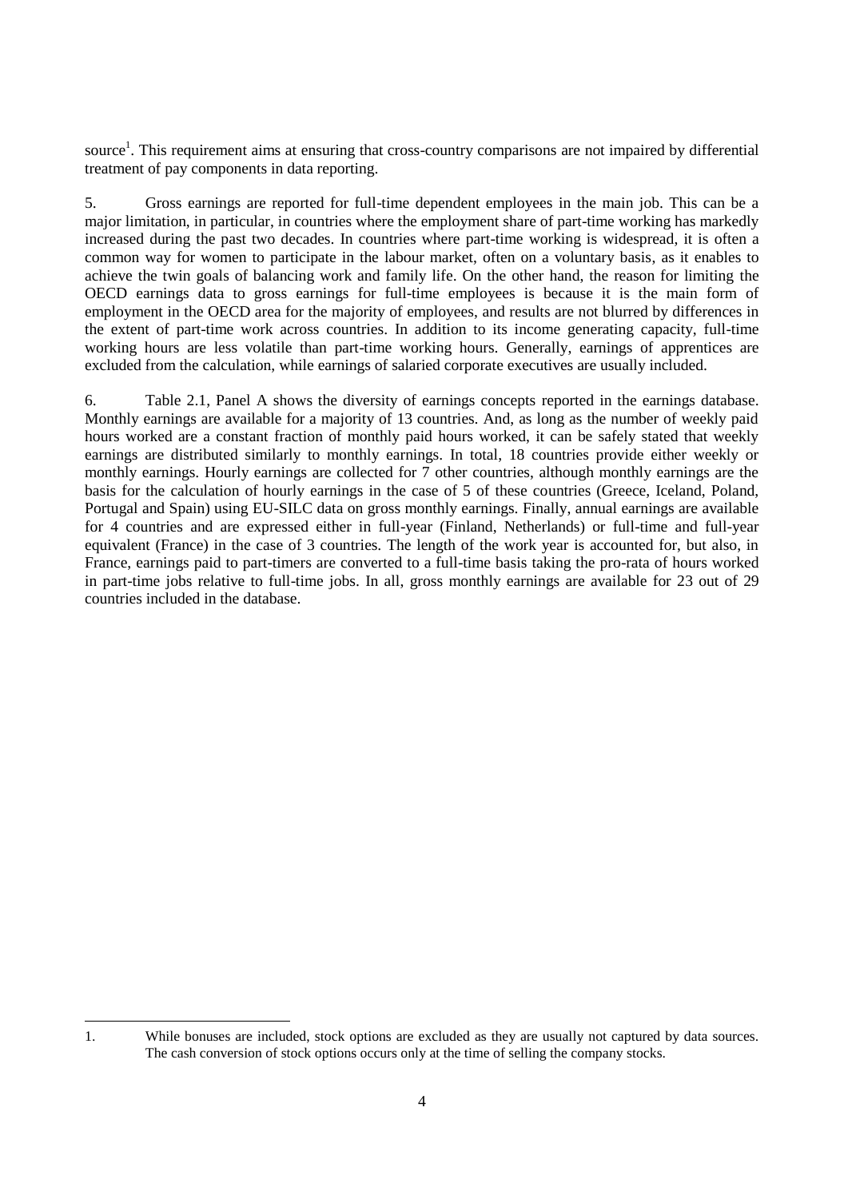source[1]. This requirement aims at ensuring that cross-country comparisons are not impaired by differential treatment of pay components in data reporting.

5. Gross earnings are reported for full-time dependent employees in the main job. This can be a major limitation, in particular, in countries where the employment share of part-time working has markedly increased during the past two decades. In countries where part-time working is widespread, it is often a common way for women to participate in the labour market, often on a voluntary basis, as it enables to achieve the twin goals of balancing work and family life. On the other hand, the reason for limiting the OECD earnings data to gross earnings for full-time employees is because it is the main form of employment in the OECD area for the majority of employees, and results are not blurred by differences in the extent of part-time work across countries. In addition to its income generating capacity, full-time working hours are less volatile than part-time working hours. Generally, earnings of apprentices are excluded from the calculation, while earnings of salaried corporate executives are usually included.

6. Table 2.1, Panel A shows the diversity of earnings concepts reported in the earnings database. Monthly earnings are available for a majority of 13 countries. And, as long as the number of weekly paid hours worked are a constant fraction of monthly paid hours worked, it can be safely stated that weekly earnings are distributed similarly to monthly earnings. In total, 18 countries provide either weekly or monthly earnings. Hourly earnings are collected for 7 other countries, although monthly earnings are the basis for the calculation of hourly earnings in the case of 5 of these countries (Greece, Iceland, Poland, Portugal and Spain) using EU-SILC data on gross monthly earnings. Finally, annual earnings are available for 4 countries and are expressed either in full-year (Finland, Netherlands) or full-time and full-year equivalent (France) in the case of 3 countries. The length of the work year is accounted for, but also, in France, earnings paid to part-timers are converted to a full-time basis taking the pro-rata of hours worked in part-time jobs relative to full-time jobs. In all, gross monthly earnings are available for 23 out of 29 countries included in the database.

1. While bonuses are included, stock options are excluded as they are usually not captured by data sources. The cash conversion of stock options occurs only at the time of selling the company stocks.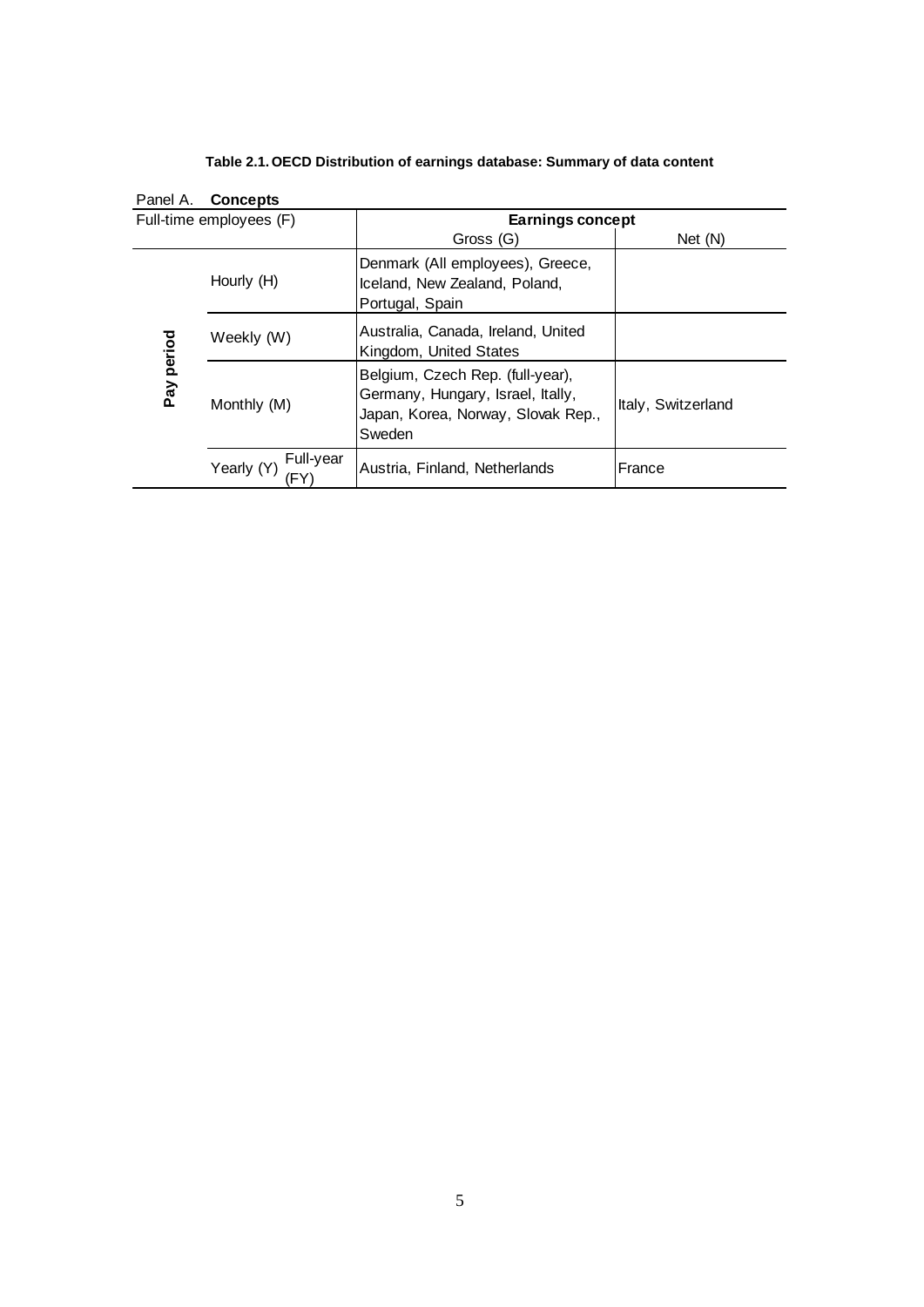**Table 2.1. OECD Distribution of earnings database: Summary of data content**

Panel A. **Concepts**

| Full-time employees (F) | | Earnings concept | |
|---|---|---|---|
| | | Gross (G) | Net (N) |
| Pay period | Hourly (H) | Denmark (All employees), Greece, Iceland, New Zealand, Poland, Portugal, Spain | |
| | Weekly (W) | Australia, Canada, Ireland, United Kingdom, United States | |
| | Monthly (M) | Belgium, Czech Rep. (full-year), Germany, Hungary, Israel, Itally, Japan, Korea, Norway, Slovak Rep., Sweden | Italy, Switzerland |
| | Yearly (Y) Full-year (FY) | Austria, Finland, Netherlands | France |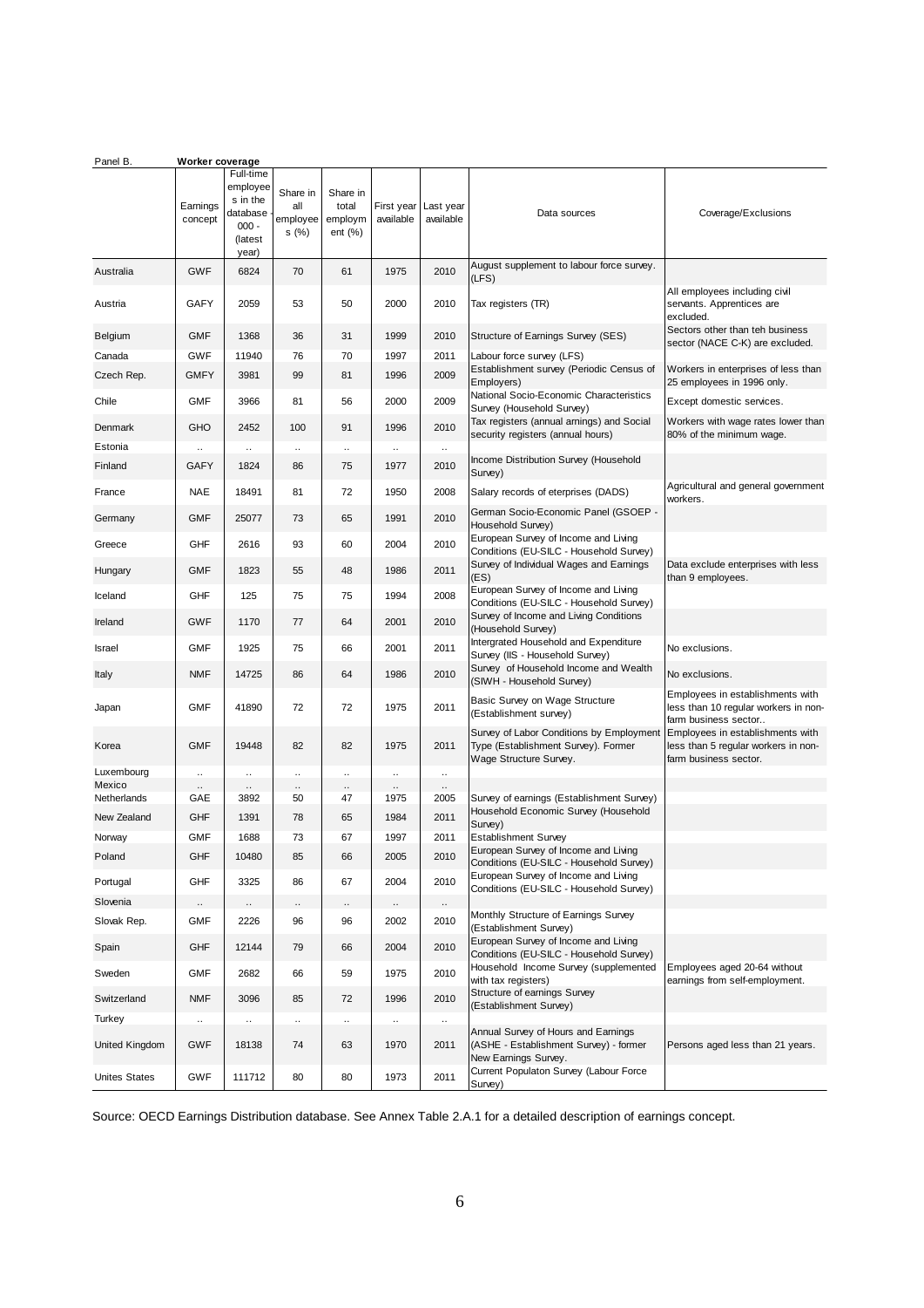Panel B. **Worker coverage**

| | Earnings concept | Full-time employees in the database - 000 - (latest year) | Share in all employees (%) | Share in total employment (%) | First year available | Last year available | Data sources | Coverage/Exclusions |
|---|---|---|---|---|---|---|---|---|
| Australia | GWF | 6824 | 70 | 61 | 1975 | 2010 | August supplement to labour force survey. (LFS) | |
| Austria | GAFY | 2059 | 53 | 50 | 2000 | 2010 | Tax registers (TR) | All employees including civil servants. Apprentices are excluded. |
| Belgium | GMF | 1368 | 36 | 31 | 1999 | 2010 | Structure of Earnings Survey (SES) | Sectors other than teh business sector (NACE C-K) are excluded. |
| Canada | GWF | 11940 | 76 | 70 | 1997 | 2011 | Labour force survey (LFS) | |
| Czech Rep. | GMFY | 3981 | 99 | 81 | 1996 | 2009 | Establishment survey (Periodic Census of Employers) | Workers in enterprises of less than 25 employees in 1996 only. |
| Chile | GMF | 3966 | 81 | 56 | 2000 | 2009 | National Socio-Economic Characteristics Survey (Household Survey) | Except domestic services. |
| Denmark | GHO | 2452 | 100 | 91 | 1996 | 2010 | Tax registers (annual arnings) and Social security registers (annual hours) | Workers with wage rates lower than 80% of the minimum wage. |
| Estonia | .. | .. | .. | .. | .. | .. | | |
| Finland | GAFY | 1824 | 86 | 75 | 1977 | 2010 | Income Distribution Survey (Household Survey) | |
| France | NAE | 18491 | 81 | 72 | 1950 | 2008 | Salary records of eterprises (DADS) | Agricultural and general government workers. |
| Germany | GMF | 25077 | 73 | 65 | 1991 | 2010 | German Socio-Economic Panel (GSOEP - Household Survey) | |
| Greece | GHF | 2616 | 93 | 60 | 2004 | 2010 | European Survey of Income and Living Conditions (EU-SILC - Household Survey) | |
| Hungary | GMF | 1823 | 55 | 48 | 1986 | 2011 | Survey of Individual Wages and Earnings (ES) | Data exclude enterprises with less than 9 employees. |
| Iceland | GHF | 125 | 75 | 75 | 1994 | 2008 | European Survey of Income and Living Conditions (EU-SILC - Household Survey) | |
| Ireland | GWF | 1170 | 77 | 64 | 2001 | 2010 | Survey of Income and Living Conditions (Household Survey) | |
| Israel | GMF | 1925 | 75 | 66 | 2001 | 2011 | Intergrated Household and Expenditure Survey (IIS - Household Survey) | No exclusions. |
| Italy | NMF | 14725 | 86 | 64 | 1986 | 2010 | Survey of Household Income and Wealth (SIWH - Household Survey) | No exclusions. |
| Japan | GMF | 41890 | 72 | 72 | 1975 | 2011 | Basic Survey on Wage Structure (Establishment survey) | Employees in establishments with less than 10 regular workers in non-farm business sector.. |
| Korea | GMF | 19448 | 82 | 82 | 1975 | 2011 | Survey of Labor Conditions by Employment Type (Establishment Survey). Former Wage Structure Survey. | Employees in establishments with less than 5 regular workers in non-farm business sector. |
| Luxembourg | .. | .. | .. | .. | .. | .. | | |
| Mexico | .. | .. | .. | .. | .. | .. | | |
| Netherlands | GAE | 3892 | 50 | 47 | 1975 | 2005 | Survey of earnings (Establishment Survey) | |
| New Zealand | GHF | 1391 | 78 | 65 | 1984 | 2011 | Household Economic Survey (Household Survey) | |
| Norway | GMF | 1688 | 73 | 67 | 1997 | 2011 | Establishment Survey | |
| Poland | GHF | 10480 | 85 | 66 | 2005 | 2010 | European Survey of Income and Living Conditions (EU-SILC - Household Survey) | |
| Portugal | GHF | 3325 | 86 | 67 | 2004 | 2010 | European Survey of Income and Living Conditions (EU-SILC - Household Survey) | |
| Slovenia | .. | .. | .. | .. | .. | .. | | |
| Slovak Rep. | GMF | 2226 | 96 | 96 | 2002 | 2010 | Monthly Structure of Earnings Survey (Establishment Survey) | |
| Spain | GHF | 12144 | 79 | 66 | 2004 | 2010 | European Survey of Income and Living Conditions (EU-SILC - Household Survey) | |
| Sweden | GMF | 2682 | 66 | 59 | 1975 | 2010 | Household Income Survey (supplemented with tax registers) | Employees aged 20-64 without earnings from self-employment. |
| Switzerland | NMF | 3096 | 85 | 72 | 1996 | 2010 | Structure of earnings Survey (Establishment Survey) | |
| Turkey | .. | .. | .. | .. | .. | .. | | |
| United Kingdom | GWF | 18138 | 74 | 63 | 1970 | 2011 | Annual Survey of Hours and Earnings (ASHE - Establishment Survey) - former New Earnings Survey. | Persons aged less than 21 years. |
| Unites States | GWF | 111712 | 80 | 80 | 1973 | 2011 | Current Populaton Survey (Labour Force Survey) | |

Source: OECD Earnings Distribution database. See Annex Table 2.A.1 for a detailed description of earnings concept.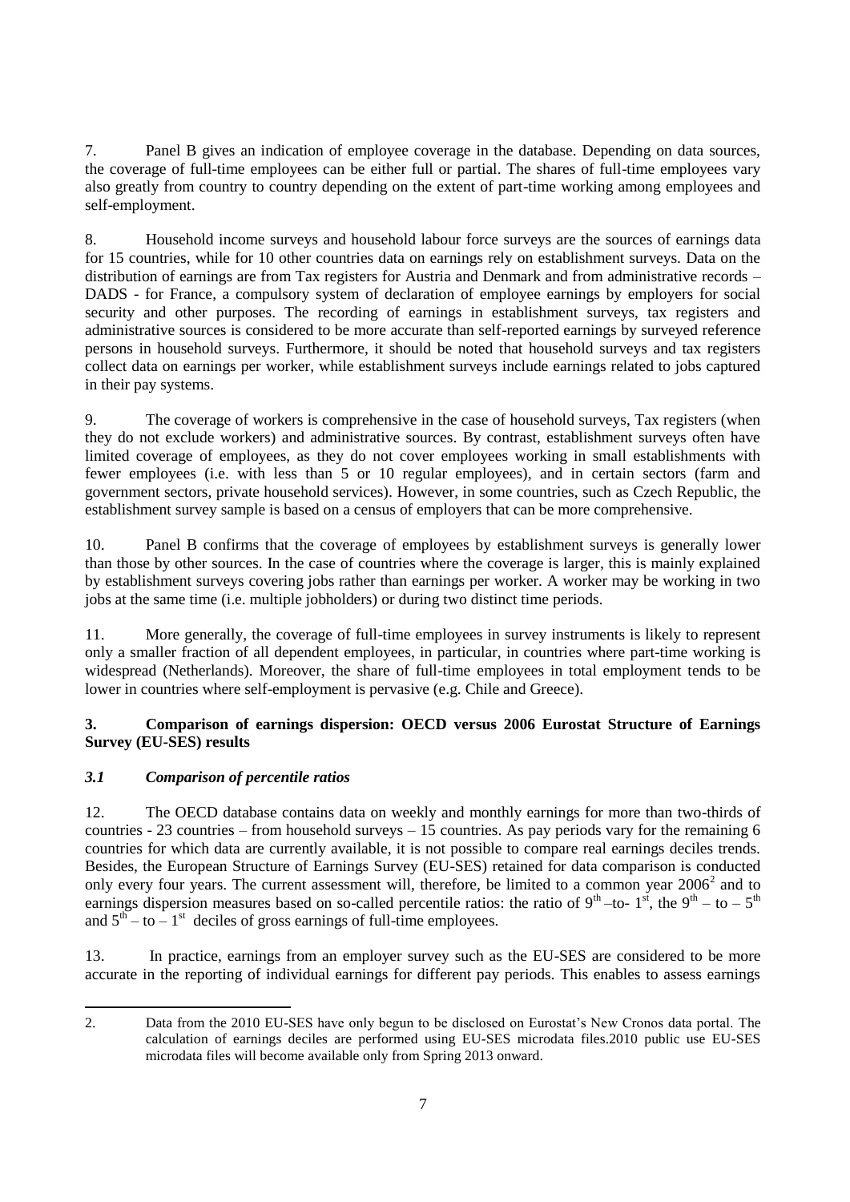7. Panel B gives an indication of employee coverage in the database. Depending on data sources, the coverage of full-time employees can be either full or partial. The shares of full-time employees vary also greatly from country to country depending on the extent of part-time working among employees and self-employment.

8. Household income surveys and household labour force surveys are the sources of earnings data for 15 countries, while for 10 other countries data on earnings rely on establishment surveys. Data on the distribution of earnings are from Tax registers for Austria and Denmark and from administrative records – DADS - for France, a compulsory system of declaration of employee earnings by employers for social security and other purposes. The recording of earnings in establishment surveys, tax registers and administrative sources is considered to be more accurate than self-reported earnings by surveyed reference persons in household surveys. Furthermore, it should be noted that household surveys and tax registers collect data on earnings per worker, while establishment surveys include earnings related to jobs captured in their pay systems.

9. The coverage of workers is comprehensive in the case of household surveys, Tax registers (when they do not exclude workers) and administrative sources. By contrast, establishment surveys often have limited coverage of employees, as they do not cover employees working in small establishments with fewer employees (i.e. with less than 5 or 10 regular employees), and in certain sectors (farm and government sectors, private household services). However, in some countries, such as Czech Republic, the establishment survey sample is based on a census of employers that can be more comprehensive.

10. Panel B confirms that the coverage of employees by establishment surveys is generally lower than those by other sources. In the case of countries where the coverage is larger, this is mainly explained by establishment surveys covering jobs rather than earnings per worker. A worker may be working in two jobs at the same time (i.e. multiple jobholders) or during two distinct time periods.

11. More generally, the coverage of full-time employees in survey instruments is likely to represent only a smaller fraction of all dependent employees, in particular, in countries where part-time working is widespread (Netherlands). Moreover, the share of full-time employees in total employment tends to be lower in countries where self-employment is pervasive (e.g. Chile and Greece).

## 3. Comparison of earnings dispersion: OECD versus 2006 Eurostat Structure of Earnings Survey (EU-SES) results

### *3.1 Comparison of percentile ratios*

12. The OECD database contains data on weekly and monthly earnings for more than two-thirds of countries - 23 countries – from household surveys – 15 countries. As pay periods vary for the remaining 6 countries for which data are currently available, it is not possible to compare real earnings deciles trends. Besides, the European Structure of Earnings Survey (EU-SES) retained for data comparison is conducted only every four years. The current assessment will, therefore, be limited to a common year 2006[2] and to earnings dispersion measures based on so-called percentile ratios: the ratio of 9$^{th}$ –to- 1$^{st}$, the 9$^{th}$ – to – 5$^{th}$ and 5$^{th}$ – to – 1$^{st}$ deciles of gross earnings of full-time employees.

13. In practice, earnings from an employer survey such as the EU-SES are considered to be more accurate in the reporting of individual earnings for different pay periods. This enables to assess earnings

2. Data from the 2010 EU-SES have only begun to be disclosed on Eurostat's New Cronos data portal. The calculation of earnings deciles are performed using EU-SES microdata files.2010 public use EU-SES microdata files will become available only from Spring 2013 onward.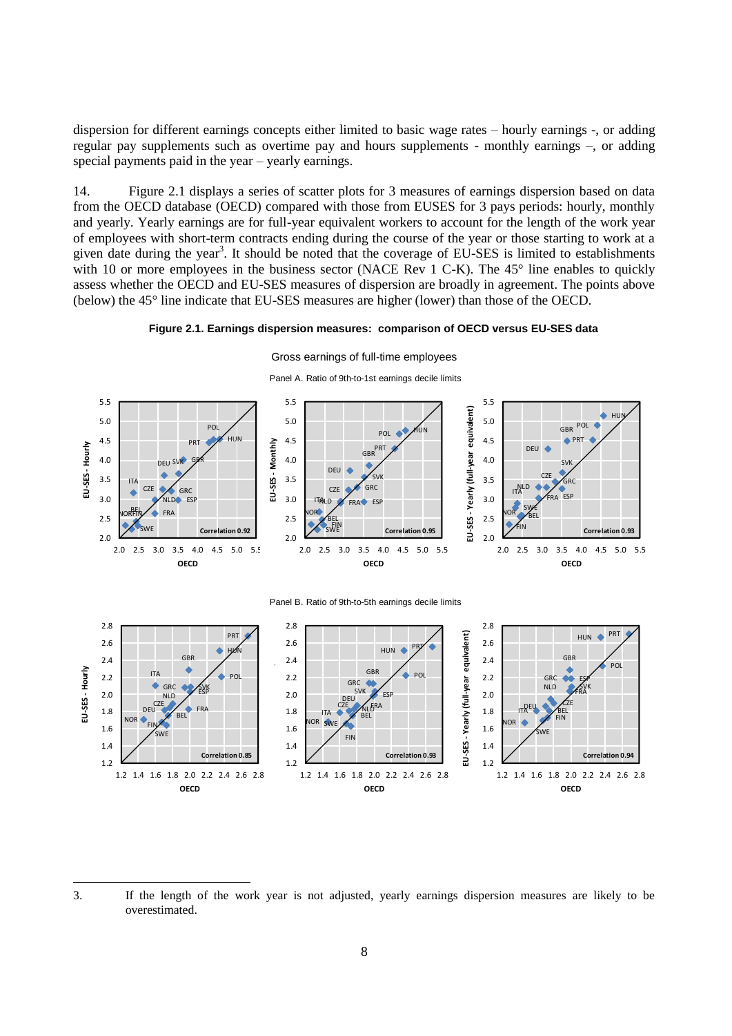dispersion for different earnings concepts either limited to basic wage rates – hourly earnings -, or adding regular pay supplements such as overtime pay and hours supplements - monthly earnings –, or adding special payments paid in the year – yearly earnings.

14. Figure 2.1 displays a series of scatter plots for 3 measures of earnings dispersion based on data from the OECD database (OECD) compared with those from EUSES for 3 pays periods: hourly, monthly and yearly. Yearly earnings are for full-year equivalent workers to account for the length of the work year of employees with short-term contracts ending during the course of the year or those starting to work at a given date during the year[3]. It should be noted that the coverage of EU-SES is limited to establishments with 10 or more employees in the business sector (NACE Rev 1 C-K). The 45° line enables to quickly assess whether the OECD and EU-SES measures of dispersion are broadly in agreement. The points above (below) the 45° line indicate that EU-SES measures are higher (lower) than those of the OECD.

**Figure 2.1. Earnings dispersion measures: comparison of OECD versus EU-SES data**

Gross earnings of full-time employees

Panel A. Ratio of 9th-to-1st earnings decile limits

Panel B. Ratio of 9th-to-5th earnings decile limits

3. If the length of the work year is not adjusted, yearly earnings dispersion measures are likely to be overestimated.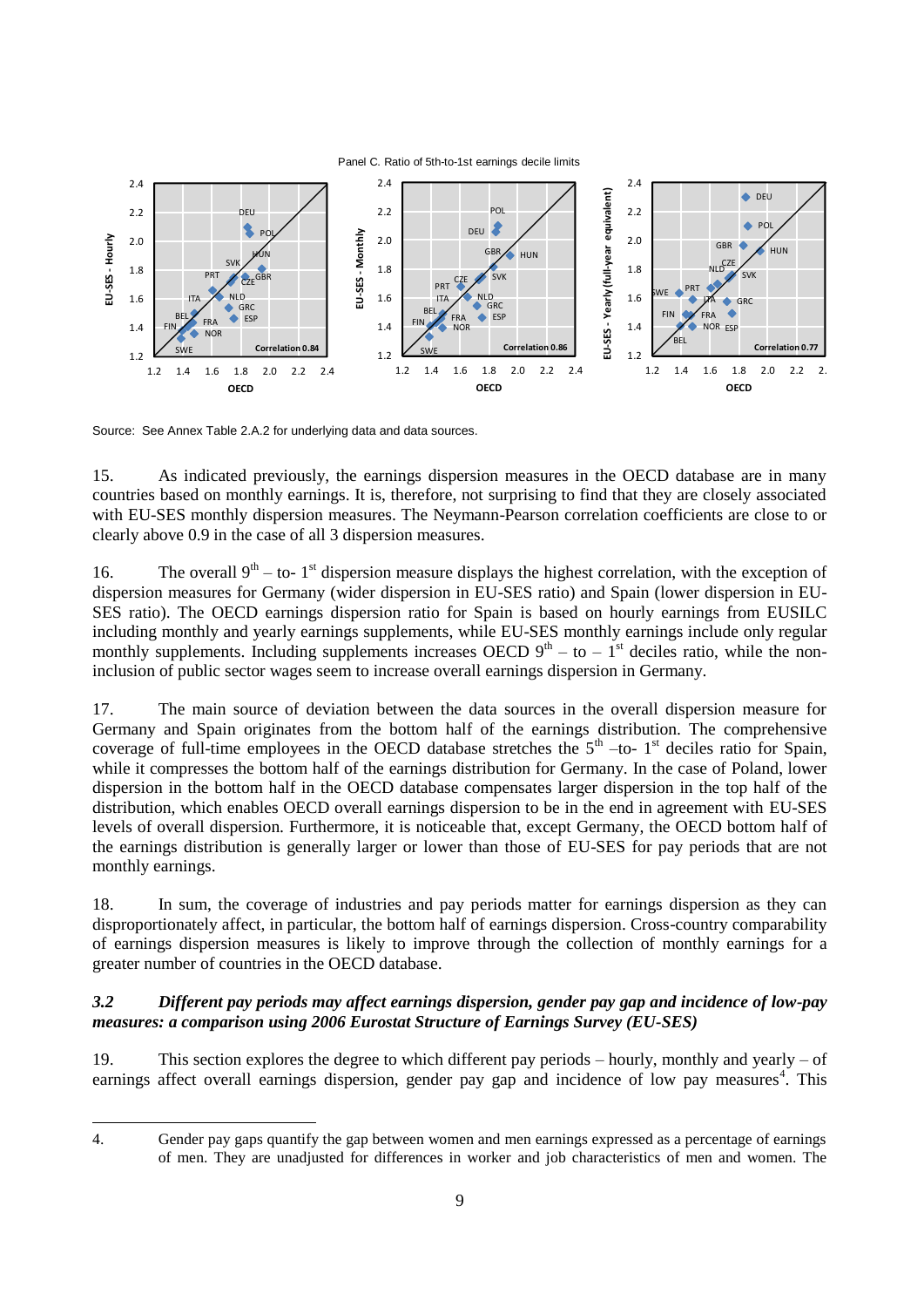Panel C. Ratio of 5th-to-1st earnings decile limits

Source: See Annex Table 2.A.2 for underlying data and data sources.

15. As indicated previously, the earnings dispersion measures in the OECD database are in many countries based on monthly earnings. It is, therefore, not surprising to find that they are closely associated with EU-SES monthly dispersion measures. The Neymann-Pearson correlation coefficients are close to or clearly above 0.9 in the case of all 3 dispersion measures.

16. The overall 9th – to- 1st dispersion measure displays the highest correlation, with the exception of dispersion measures for Germany (wider dispersion in EU-SES ratio) and Spain (lower dispersion in EU-SES ratio). The OECD earnings dispersion ratio for Spain is based on hourly earnings from EUSILC including monthly and yearly earnings supplements, while EU-SES monthly earnings include only regular monthly supplements. Including supplements increases OECD 9th – to – 1st deciles ratio, while the non-inclusion of public sector wages seem to increase overall earnings dispersion in Germany.

17. The main source of deviation between the data sources in the overall dispersion measure for Germany and Spain originates from the bottom half of the earnings distribution. The comprehensive coverage of full-time employees in the OECD database stretches the 5th –to- 1st deciles ratio for Spain, while it compresses the bottom half of the earnings distribution for Germany. In the case of Poland, lower dispersion in the bottom half in the OECD database compensates larger dispersion in the top half of the distribution, which enables OECD overall earnings dispersion to be in the end in agreement with EU-SES levels of overall dispersion. Furthermore, it is noticeable that, except Germany, the OECD bottom half of the earnings distribution is generally larger or lower than those of EU-SES for pay periods that are not monthly earnings.

18. In sum, the coverage of industries and pay periods matter for earnings dispersion as they can disproportionately affect, in particular, the bottom half of earnings dispersion. Cross-country comparability of earnings dispersion measures is likely to improve through the collection of monthly earnings for a greater number of countries in the OECD database.

### *3.2 Different pay periods may affect earnings dispersion, gender pay gap and incidence of low-pay measures: a comparison using 2006 Eurostat Structure of Earnings Survey (EU-SES)*

19. This section explores the degree to which different pay periods – hourly, monthly and yearly – of earnings affect overall earnings dispersion, gender pay gap and incidence of low pay measures[4]. This

4. Gender pay gaps quantify the gap between women and men earnings expressed as a percentage of earnings of men. They are unadjusted for differences in worker and job characteristics of men and women. The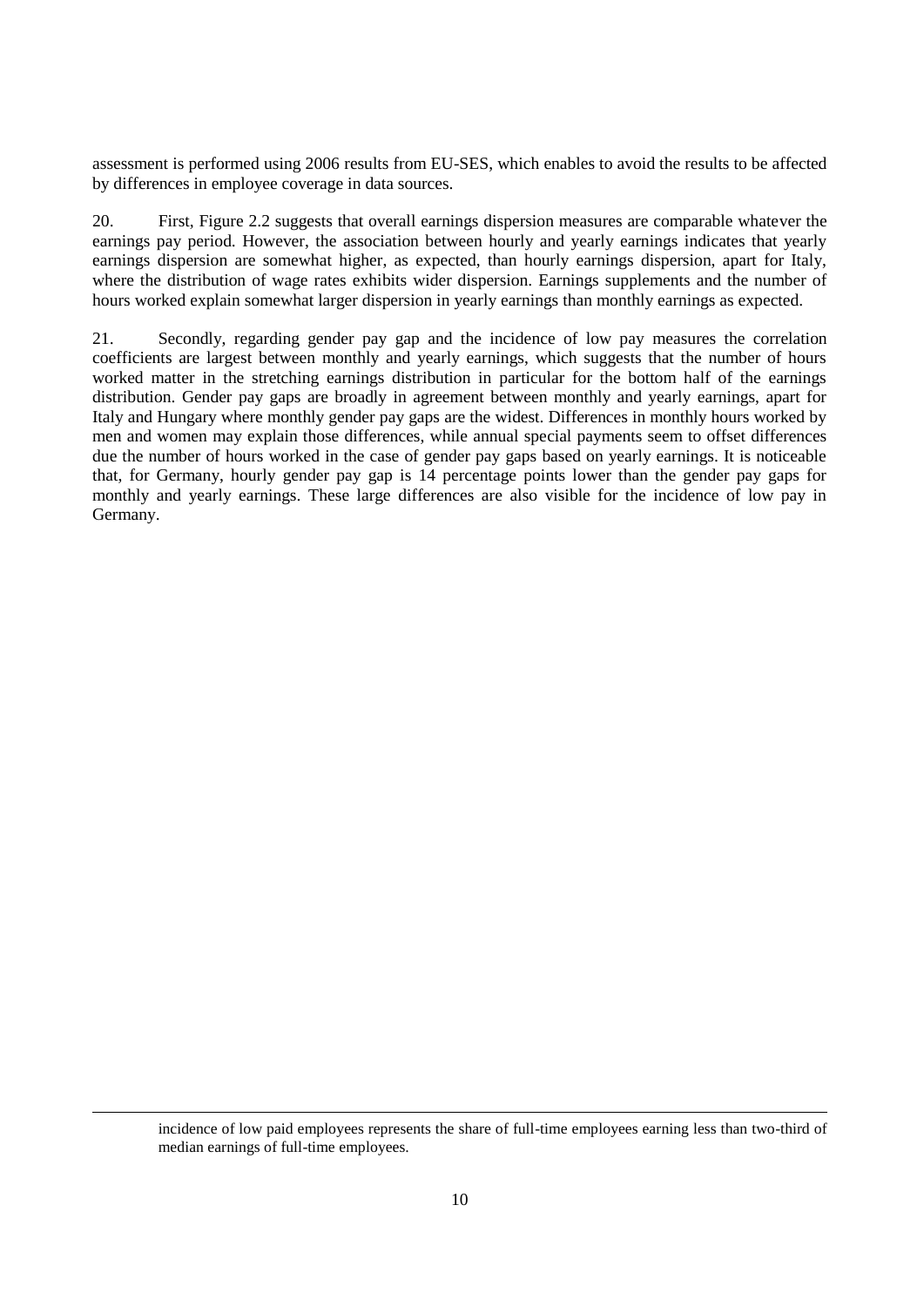assessment is performed using 2006 results from EU-SES, which enables to avoid the results to be affected by differences in employee coverage in data sources.

20. First, Figure 2.2 suggests that overall earnings dispersion measures are comparable whatever the earnings pay period. However, the association between hourly and yearly earnings indicates that yearly earnings dispersion are somewhat higher, as expected, than hourly earnings dispersion, apart for Italy, where the distribution of wage rates exhibits wider dispersion. Earnings supplements and the number of hours worked explain somewhat larger dispersion in yearly earnings than monthly earnings as expected.

21. Secondly, regarding gender pay gap and the incidence of low pay measures the correlation coefficients are largest between monthly and yearly earnings, which suggests that the number of hours worked matter in the stretching earnings distribution in particular for the bottom half of the earnings distribution. Gender pay gaps are broadly in agreement between monthly and yearly earnings, apart for Italy and Hungary where monthly gender pay gaps are the widest. Differences in monthly hours worked by men and women may explain those differences, while annual special payments seem to offset differences due the number of hours worked in the case of gender pay gaps based on yearly earnings. It is noticeable that, for Germany, hourly gender pay gap is 14 percentage points lower than the gender pay gaps for monthly and yearly earnings. These large differences are also visible for the incidence of low pay in Germany.

---

incidence of low paid employees represents the share of full-time employees earning less than two-third of median earnings of full-time employees.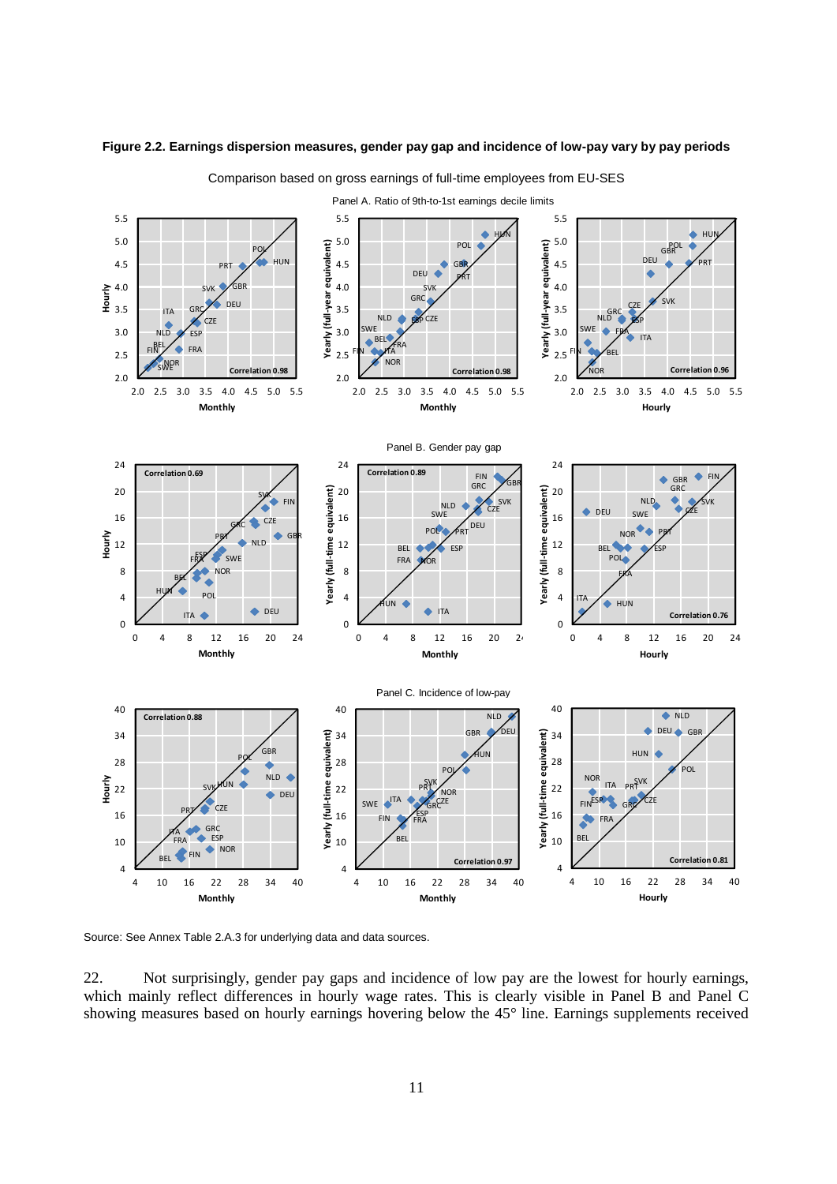**Figure 2.2. Earnings dispersion measures, gender pay gap and incidence of low-pay vary by pay periods**

Comparison based on gross earnings of full-time employees from EU-SES

Panel A. Ratio of 9th-to-1st earnings decile limits

Panel B. Gender pay gap

Panel C. Incidence of low-pay

Source: See Annex Table 2.A.3 for underlying data and data sources.

22. Not surprisingly, gender pay gaps and incidence of low pay are the lowest for hourly earnings, which mainly reflect differences in hourly wage rates. This is clearly visible in Panel B and Panel C showing measures based on hourly earnings hovering below the 45° line. Earnings supplements received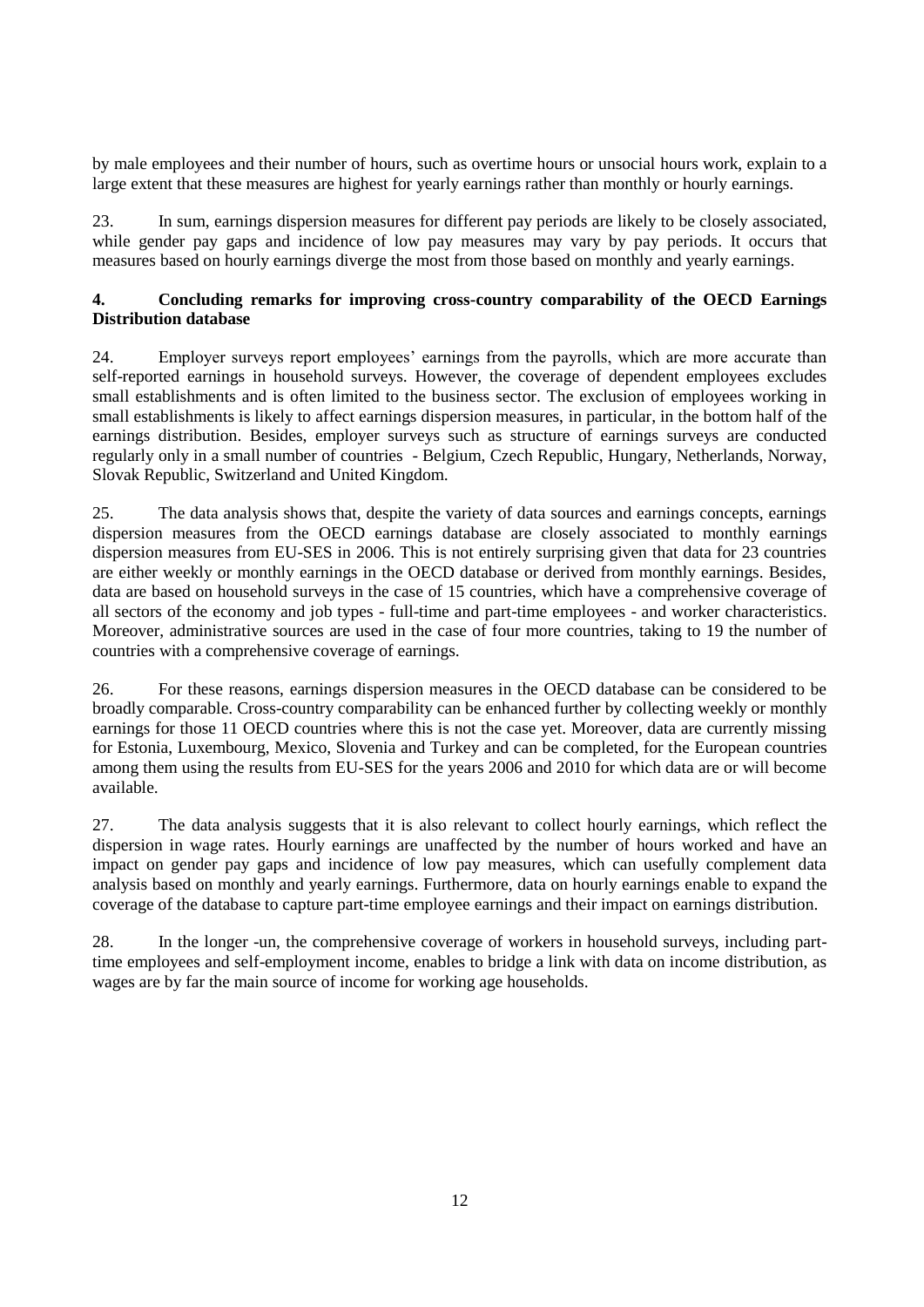by male employees and their number of hours, such as overtime hours or unsocial hours work, explain to a large extent that these measures are highest for yearly earnings rather than monthly or hourly earnings.

23. In sum, earnings dispersion measures for different pay periods are likely to be closely associated, while gender pay gaps and incidence of low pay measures may vary by pay periods. It occurs that measures based on hourly earnings diverge the most from those based on monthly and yearly earnings.

## 4. Concluding remarks for improving cross-country comparability of the OECD Earnings Distribution database

24. Employer surveys report employees' earnings from the payrolls, which are more accurate than self-reported earnings in household surveys. However, the coverage of dependent employees excludes small establishments and is often limited to the business sector. The exclusion of employees working in small establishments is likely to affect earnings dispersion measures, in particular, in the bottom half of the earnings distribution. Besides, employer surveys such as structure of earnings surveys are conducted regularly only in a small number of countries - Belgium, Czech Republic, Hungary, Netherlands, Norway, Slovak Republic, Switzerland and United Kingdom.

25. The data analysis shows that, despite the variety of data sources and earnings concepts, earnings dispersion measures from the OECD earnings database are closely associated to monthly earnings dispersion measures from EU-SES in 2006. This is not entirely surprising given that data for 23 countries are either weekly or monthly earnings in the OECD database or derived from monthly earnings. Besides, data are based on household surveys in the case of 15 countries, which have a comprehensive coverage of all sectors of the economy and job types - full-time and part-time employees - and worker characteristics. Moreover, administrative sources are used in the case of four more countries, taking to 19 the number of countries with a comprehensive coverage of earnings.

26. For these reasons, earnings dispersion measures in the OECD database can be considered to be broadly comparable. Cross-country comparability can be enhanced further by collecting weekly or monthly earnings for those 11 OECD countries where this is not the case yet. Moreover, data are currently missing for Estonia, Luxembourg, Mexico, Slovenia and Turkey and can be completed, for the European countries among them using the results from EU-SES for the years 2006 and 2010 for which data are or will become available.

27. The data analysis suggests that it is also relevant to collect hourly earnings, which reflect the dispersion in wage rates. Hourly earnings are unaffected by the number of hours worked and have an impact on gender pay gaps and incidence of low pay measures, which can usefully complement data analysis based on monthly and yearly earnings. Furthermore, data on hourly earnings enable to expand the coverage of the database to capture part-time employee earnings and their impact on earnings distribution.

28. In the longer -un, the comprehensive coverage of workers in household surveys, including part-time employees and self-employment income, enables to bridge a link with data on income distribution, as wages are by far the main source of income for working age households.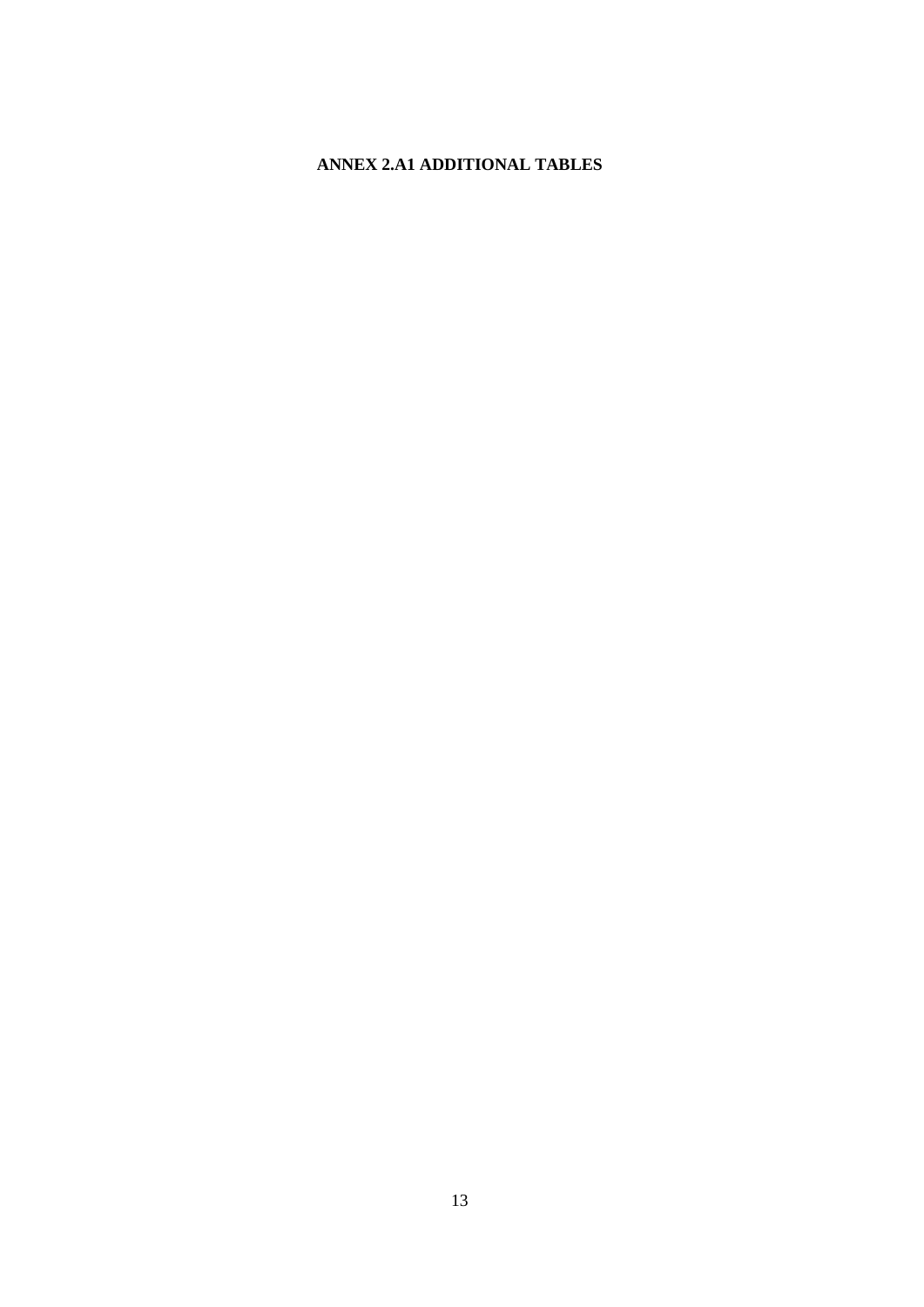# ANNEX 2.A1 ADDITIONAL TABLES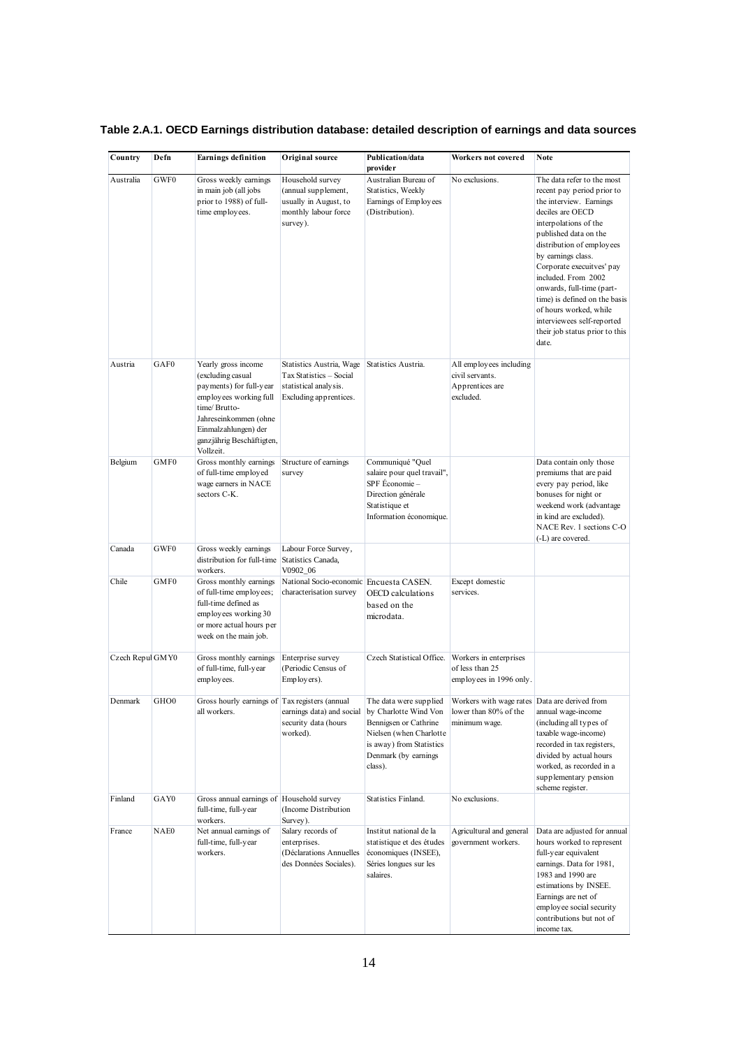**Table 2.A.1. OECD Earnings distribution database: detailed description of earnings and data sources**

| Country | Defn | Earnings definition | Original source | Publication/data provider | Workers not covered | Note |
|---|---|---|---|---|---|---|
| Australia | GWF0 | Gross weekly earnings in main job (all jobs prior to 1988) of full-time employees. | Household survey (annual supplement, usually in August, to monthly labour force survey). | Australian Bureau of Statistics, Weekly Earnings of Employees (Distribution). | No exclusions. | The data refer to the most recent pay period prior to the interview. Earnings deciles are OECD interpolations of the published data on the distribution of employees by earnings class. Corporate execuitves' pay included. From 2002 onwards, full-time (part-time) is defined on the basis of hours worked, while interviewees self-reported their job status prior to this date. |
| Austria | GAF0 | Yearly gross income (excluding casual payments) for full-year employees working full time/ Brutto-Jahreseinkommen (ohne Einmalzahlungen) der ganzjährig Beschäftigten, Vollzeit. | Statistics Austria, Wage Tax Statistics – Social statistical analysis. Excluding apprentices. | Statistics Austria. | All employees including civil servants. Apprentices are excluded. | |
| Belgium | GMF0 | Gross monthly earnings of full-time wage earners in NACE sectors C-K. | Structure of earnings survey | Communiqué "Quel salaire pour quel travail", SPF Économie – Direction générale Statistique et Information économique. | | Data contain only those premiums that are paid every pay period, like bonuses for night or weekend work (advantage in kind are excluded). NACE Rev. 1 sections C-O (-L) are covered. |
| Canada | GWF0 | Gross weekly earnings distribution for full-time workers. | Labour Force Survey, Statistics Canada, V0902_06 | | | |
| Chile | GMF0 | Gross monthly earnings of full-time employees; full-time defined as employees working 30 or more actual hours per week on the main job. | National Socio-economic characterisation survey | Encuesta CASEN. OECD calculations based on the microdata. | Except domestic services. | |
| Czech Republic | GMY0 | Gross monthly earnings of full-time, full-year employees. | Enterprise survey (Periodic Census of Employers). | Czech Statistical Office. | Workers in enterprises of less than 25 employees in 1996 only. | |
| Denmark | GHO0 | Gross hourly earnings of all workers. | Tax registers (annual earnings data) and social security data (hours worked). | The data were supplied by Charlotte Wind Von Bennigsen or Cathrine Nielsen (when Charlotte is away) from Statistics Denmark (by earnings class). | Workers with wage rates lower than 80% of the minimum wage. | Data are derived from annual wage-income (including all types of taxable wage-income) recorded in tax registers, divided by actual hours worked, as recorded in a supplementary pension scheme register. |
| Finland | GAY0 | Gross annual earnings of full-time, full-year workers. | Household survey (Income Distribution Survey). | Statistics Finland. | No exclusions. | |
| France | NAE0 | Net annual earnings of full-time, full-year workers. | Salary records of enterprises. (Déclarations Annuelles des Données Sociales). | Institut national de la statistique et des études économiques (INSEE), Séries longues sur les salaires. | Agricultural and general government workers. | Data are adjusted for annual hours worked to represent full-year equivalent earnings. Data for 1981, 1983 and 1990 are estimations by INSEE. Earnings are net of employee social security contributions but not of income tax. |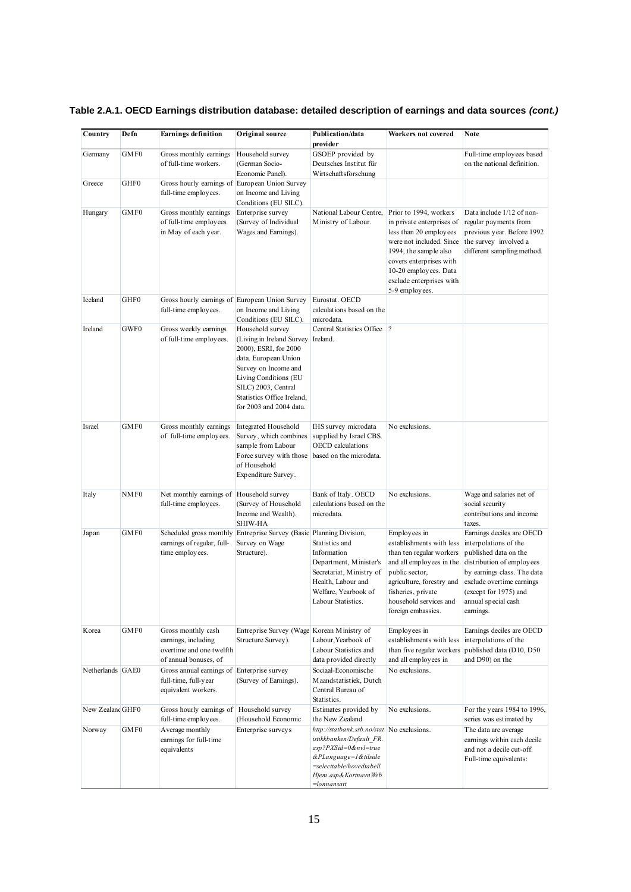**Table 2.A.1. OECD Earnings distribution database: detailed description of earnings and data sources *(cont.)***

| Country | Defn | Earnings definition | Original source | Publication/data provider | Workers not covered | Note |
|---|---|---|---|---|---|---|
| Germany | GMF0 | Gross monthly earnings of full-time workers. | Household survey (German Socio-Economic Panel). | GSOEP provided by Deutsches Institut für Wirtschaftsforschung | | Full-time employees based on the national definition. |
| Greece | GHF0 | Gross hourly earnings of full-time employees. | European Union Survey on Income and Living Conditions (EU SILC). | | | |
| Hungary | GMF0 | Gross monthly earnings of full-time employees in May of each year. | Enterprise survey (Survey of Individual Wages and Earnings). | National Labour Centre, Ministry of Labour. | Prior to 1994, workers in private enterprises of less than 20 employees were not included. Since 1994, the sample also covers enterprises with 10-20 employees. Data exclude enterprises with 5-9 employees. | Data include 1/12 of non-regular payments from previous year. Before 1992 the survey involved a different sampling method. |
| Iceland | GHF0 | Gross hourly earnings of full-time employees. | European Union Survey on Income and Living Conditions (EU SILC). | Eurostat. OECD calculations based on the microdata. | | |
| Ireland | GWF0 | Gross weekly earnings of full-time employees. | Household survey (Living in Ireland Survey 2000), ESRI, for 2000 data. European Union Survey on Income and Living Conditions (EU SILC) 2003, Central Statistics Office Ireland, for 2003 and 2004 data. | Central Statistics Office Ireland. | ? | |
| Israel | GMF0 | Gross monthly earnings of full-time employees. | Integrated Household Survey, which combines sample from Labour Force survey with those of Household Expenditure Survey. | IHS survey microdata supplied by Israel CBS. OECD calculations based on the microdata. | No exclusions. | |
| Italy | NMF0 | Net monthly earnings of full-time employees. | Household survey (Survey of Household Income and Wealth). SHIW-HA | Bank of Italy. OECD calculations based on the microdata. | No exclusions. | Wage and salaries net of social security contributions and income taxes. |
| Japan | GMF0 | Scheduled gross monthly earnings of regular, full-time employees. | Entreprise Survey (Basic Survey on Wage Structure). | Planning Division, Statistics and Information Department, Minister's Secretariat, Ministry of Health, Labour and Welfare, Yearbook of Labour Statistics. | Employees in establishments with less than ten regular workers and all employees in the public sector, agriculture, forestry and fisheries, private household services and foreign embassies. | Earnings deciles are OECD interpolations of the published data on the distribution of employees by earnings class. The data exclude overtime earnings (except for 1975) and annual special cash earnings. |
| Korea | GMF0 | Gross monthly cash earnings, including overtime and one twelfth of annual bonuses, of | Entreprise Survey (Wage Structure Survey). | Korean Ministry of Labour, Yearbook of Labour Statistics and data provided directly | Employees in establishments with less than five regular workers and all employees in | Earnings deciles are OECD interpolations of the published data (D10, D50 and D90) on the |
| Netherlands | GAE0 | Gross annual earnings of full-time, full-year equivalent workers. | Enterprise survey (Survey of Earnings). | Sociaal-Economische Maandstatistiek, Dutch Central Bureau of Statistics. | No exclusions. | |
| New Zealand | GHF0 | Gross hourly earnings of full-time employees. | Household survey (Household Economic | Estimates provided by the New Zealand | No exclusions. | For the years 1984 to 1996, series was estimated by |
| Norway | GMF0 | Average monthly earnings for full-time equivalents | Enterprise surveys | *http://statbank.ssb.no/statistikkbanken/Default_FR.asp?PXSid=0&nvl=true&PLanguage=1&tilside=selecttable/hovedtabellHjem.asp&KortnavnWeb=lonnansatt* | No exclusions. | The data are average earnings within each decile and not a decile cut-off. Full-time equivalents: |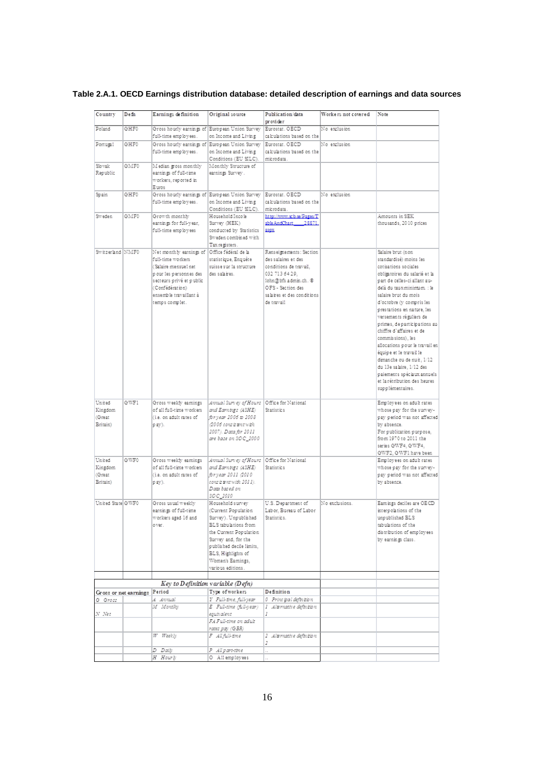**Table 2.A.1. OECD Earnings distribution database: detailed description of earnings and data sources**

| Country | Defn | Earnings definition | Original source | Publication/data provider | Workers not covered | Note |
|---|---|---|---|---|---|---|
| Poland | GHF0 | Gross hourly earnings of full-time employees. | European Union Survey on Income and Living | Eurostat. OECD calculations based on the | No exclusion | |
| Portugal | GHF0 | Gross hourly earnings of full-time employees. | European Union Survey on Income and Living Conditions (EU SILC). | Eurostat. OECD calculations based on the microdata. | No exclusion | |
| Slovak Republic | GMF0 | Median gross monthly earnings of full-time workers, reported in Euros | Monthly Structure of earnings Survey. | | | |
| Spain | GHF0 | Gross hourly earnings of full-time employees. | European Union Survey on Income and Living Conditions (EU SILC). | Eurostat. OECD calculations based on the microdata. | No exclusion | |
| Sweden | GMF0 | Growth monthly earnings for full-year, full-time employees | Household Income Survey (HEK) conducted by Statistics Sweden combined with Tax registers. | http://www.scb.se/Pages/TableAndChart____28871.aspx | | Amounts in SEK thousands, 2010 prices |
| Switzerland | NMF0 | Net monthly earnings of full-time workers (Salaire mensuel net pour les personnes des secteurs privé et public (Confédération) ensemble travaillant à temps complet. | Office fédéral de la statistique, Enquête suisse sur la structure des salaires. | Renseignements: Section des salaires et des conditions de travail, 032 713 64 29, lohn@bfs.admin.ch. © OFS - Section des salaires et des conditions de travail | | Salaire brut (non standardisé) moins les cotisations sociales obligatoires du salarié et la part de celles-ci allant au-delà du taux minimum. : le salaire brut du mois d'octobre (y compris les prestations en nature, les versements réguliers de primes, de participations au chiffre d'affaires et de commissions), les allocations pour le travail en équipe et le travail le dimanche ou de nuit, 1/12 du 13e salaire, 1/12 des paiements spéciaux annuels et la rétribution des heures supplémentaires. |
| United Kingdom (Great Britain) | GWF1 | Gross weekly earnings of all full-time workers (i.e. on adult rates of pay). | *Annual Survey of Hours and Earnings (ASHE) for year 2006 to 2008 (2006 consistent with 2007). Data for 2011 are base on SOC_2000* | Office for National Statistics | | Employees on adult rates whose pay for the survey-pay period was not affected by absence. For publication purpose, from 1970 to 2011 the series GWF4, GWF4, GWF2, GWF1 have been |
| United Kingdom (Great Britain) | GWF0 | Gross weekly earnings of all full-time workers (i.e. on adult rates of pay). | *Annual Survey of Hours and Earnings (ASHE) for year 2011 (2010 consistent with 2011). Data based on SOC_2010* | Office for National Statistics | | Employees on adult rates whose pay for the survey-pay period was not affected by absence. |
| United States | GWF0 | Gross usual weekly earnings of full-time workers aged 16 and over. | Household survey (Current Population Survey). Unpublished BLS tabulations from the Current Population Survey and, for the published decile limits, BLS, Highlights of Women's Earnings, various editions. | U.S. Department of Labor, Bureau of Labor Statistics. | No exclusions. | Earnings deciles are OECD interpolations of the unpublished BLS tabulations of the distribution of employees by earnings class. |

**Key to Definition variable (Defn)**

| Gross or net earnings | Period | Type of workers | Definition |
|---|---|---|---|
| *G Gross* | *A Annual* | *Y Full-time, full-year* | *0 Principal definition* |
| | *M Monthly* | *E Full-time (full-year) equivalent* | *1 Alternative definition 1* |
| *N Net* | | *FA Full-time on adult rates pay (GBR)* | |
| | *W Weekly* | *F All full-time* | *2 Alternative definition 2* |
| | *D Daily* | *P All part-time* | .. |
| | *H Hourly* | *O All employees* | .. |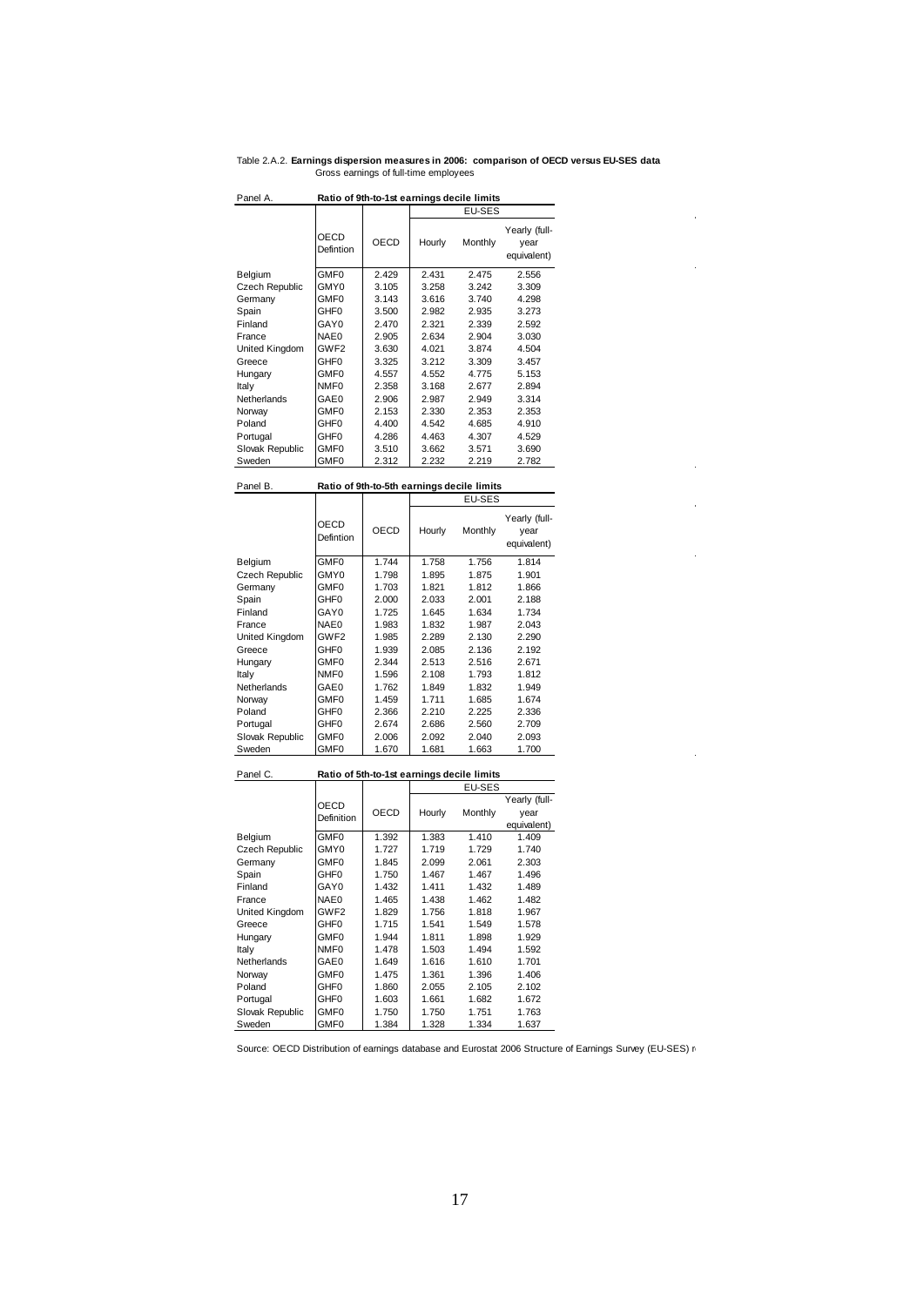Table 2.A.2. **Earnings dispersion measures in 2006: comparison of OECD versus EU-SES data**
Gross earnings of full-time employees

Panel A. **Ratio of 9th-to-1st earnings decile limits**

| | OECD Defintion | OECD | EU-SES | | |
|---|---|---|---|---|---|
| | | | Hourly | Monthly | Yearly (full-year equivalent) |
| Belgium | GMF0 | 2.429 | 2.431 | 2.475 | 2.556 |
| Czech Republic | GMY0 | 3.105 | 3.258 | 3.242 | 3.309 |
| Germany | GMF0 | 3.143 | 3.616 | 3.740 | 4.298 |
| Spain | GHF0 | 3.500 | 2.982 | 2.935 | 3.273 |
| Finland | GAY0 | 2.470 | 2.321 | 2.339 | 2.592 |
| France | NAE0 | 2.905 | 2.634 | 2.904 | 3.030 |
| United Kingdom | GWF2 | 3.630 | 4.021 | 3.874 | 4.504 |
| Greece | GHF0 | 3.325 | 3.212 | 3.309 | 3.457 |
| Hungary | GMF0 | 4.557 | 4.552 | 4.775 | 5.153 |
| Italy | NMF0 | 2.358 | 3.168 | 2.677 | 2.894 |
| Netherlands | GAE0 | 2.906 | 2.987 | 2.949 | 3.314 |
| Norway | GMF0 | 2.153 | 2.330 | 2.353 | 2.353 |
| Poland | GHF0 | 4.400 | 4.542 | 4.685 | 4.910 |
| Portugal | GHF0 | 4.286 | 4.463 | 4.307 | 4.529 |
| Slovak Republic | GMF0 | 3.510 | 3.662 | 3.571 | 3.690 |
| Sweden | GMF0 | 2.312 | 2.232 | 2.219 | 2.782 |

Panel B. **Ratio of 9th-to-5th earnings decile limits**

| | OECD Defintion | OECD | EU-SES | | |
|---|---|---|---|---|---|
| | | | Hourly | Monthly | Yearly (full-year equivalent) |
| Belgium | GMF0 | 1.744 | 1.758 | 1.756 | 1.814 |
| Czech Republic | GMY0 | 1.798 | 1.895 | 1.875 | 1.901 |
| Germany | GMF0 | 1.703 | 1.821 | 1.812 | 1.866 |
| Spain | GHF0 | 2.000 | 2.033 | 2.001 | 2.188 |
| Finland | GAY0 | 1.725 | 1.645 | 1.634 | 1.734 |
| France | NAE0 | 1.983 | 1.832 | 1.987 | 2.043 |
| United Kingdom | GWF2 | 1.985 | 2.289 | 2.130 | 2.290 |
| Greece | GHF0 | 1.939 | 2.085 | 2.136 | 2.192 |
| Hungary | GMF0 | 2.344 | 2.513 | 2.516 | 2.671 |
| Italy | NMF0 | 1.596 | 2.108 | 1.793 | 1.812 |
| Netherlands | GAE0 | 1.762 | 1.849 | 1.832 | 1.949 |
| Norway | GMF0 | 1.459 | 1.711 | 1.685 | 1.674 |
| Poland | GHF0 | 2.366 | 2.210 | 2.225 | 2.336 |
| Portugal | GHF0 | 2.674 | 2.686 | 2.560 | 2.709 |
| Slovak Republic | GMF0 | 2.006 | 2.092 | 2.040 | 2.093 |
| Sweden | GMF0 | 1.670 | 1.681 | 1.663 | 1.700 |

Panel C. **Ratio of 5th-to-1st earnings decile limits**

| | OECD Definition | OECD | EU-SES | | |
|---|---|---|---|---|---|
| | | | Hourly | Monthly | Yearly (full-year equivalent) |
| Belgium | GMF0 | 1.392 | 1.383 | 1.410 | 1.409 |
| Czech Republic | GMY0 | 1.727 | 1.719 | 1.729 | 1.740 |
| Germany | GMF0 | 1.845 | 2.099 | 2.061 | 2.303 |
| Spain | GHF0 | 1.750 | 1.467 | 1.467 | 1.496 |
| Finland | GAY0 | 1.432 | 1.411 | 1.432 | 1.489 |
| France | NAE0 | 1.465 | 1.438 | 1.462 | 1.482 |
| United Kingdom | GWF2 | 1.829 | 1.756 | 1.818 | 1.967 |
| Greece | GHF0 | 1.715 | 1.541 | 1.549 | 1.578 |
| Hungary | GMF0 | 1.944 | 1.811 | 1.898 | 1.929 |
| Italy | NMF0 | 1.478 | 1.503 | 1.494 | 1.592 |
| Netherlands | GAE0 | 1.649 | 1.616 | 1.610 | 1.701 |
| Norway | GMF0 | 1.475 | 1.361 | 1.396 | 1.406 |
| Poland | GHF0 | 1.860 | 2.055 | 2.105 | 2.102 |
| Portugal | GHF0 | 1.603 | 1.661 | 1.682 | 1.672 |
| Slovak Republic | GMF0 | 1.750 | 1.750 | 1.751 | 1.763 |
| Sweden | GMF0 | 1.384 | 1.328 | 1.334 | 1.637 |

Source: OECD Distribution of earnings database and Eurostat 2006 Structure of Earnings Survey (EU-SES) r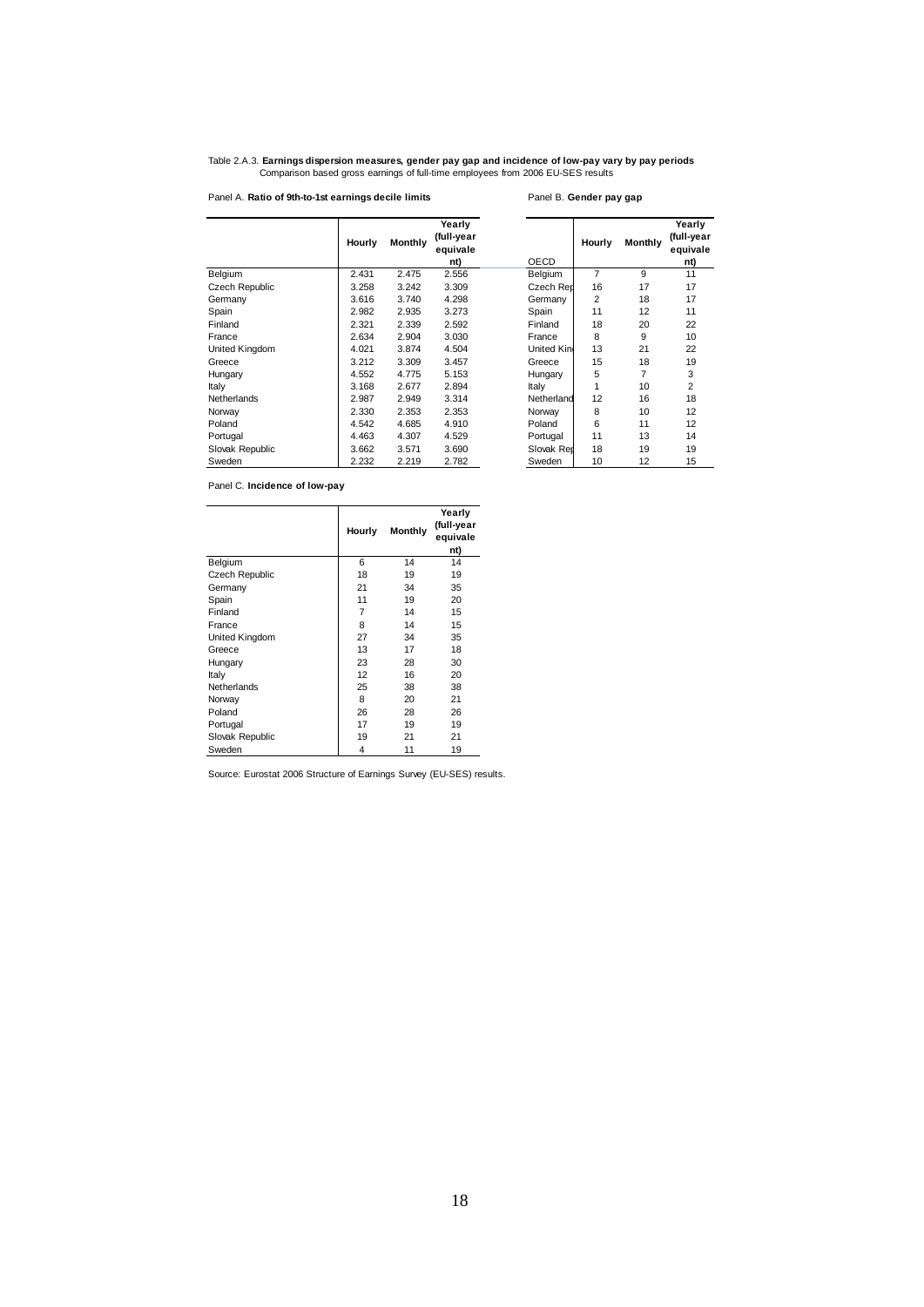Table 2.A.3. **Earnings dispersion measures, gender pay gap and incidence of low-pay vary by pay periods**
Comparison based gross earnings of full-time employees from 2006 EU-SES results

Panel A. **Ratio of 9th-to-1st earnings decile limits**

| | Hourly | Monthly | Yearly (full-year equivalent) |
|---|---|---|---|
| Belgium | 2.431 | 2.475 | 2.556 |
| Czech Republic | 3.258 | 3.242 | 3.309 |
| Germany | 3.616 | 3.740 | 4.298 |
| Spain | 2.982 | 2.935 | 3.273 |
| Finland | 2.321 | 2.339 | 2.592 |
| France | 2.634 | 2.904 | 3.030 |
| United Kingdom | 4.021 | 3.874 | 4.504 |
| Greece | 3.212 | 3.309 | 3.457 |
| Hungary | 4.552 | 4.775 | 5.153 |
| Italy | 3.168 | 2.677 | 2.894 |
| Netherlands | 2.987 | 2.949 | 3.314 |
| Norway | 2.330 | 2.353 | 2.353 |
| Poland | 4.542 | 4.685 | 4.910 |
| Portugal | 4.463 | 4.307 | 4.529 |
| Slovak Republic | 3.662 | 3.571 | 3.690 |
| Sweden | 2.232 | 2.219 | 2.782 |

Panel B. **Gender pay gap**

| OECD | Hourly | Monthly | Yearly (full-year equivalent) |
|---|---|---|---|
| Belgium | 7 | 9 | 11 |
| Czech Rep | 16 | 17 | 17 |
| Germany | 2 | 18 | 17 |
| Spain | 11 | 12 | 11 |
| Finland | 18 | 20 | 22 |
| France | 8 | 9 | 10 |
| United Kin | 13 | 21 | 22 |
| Greece | 15 | 18 | 19 |
| Hungary | 5 | 7 | 3 |
| Italy | 1 | 10 | 2 |
| Netherland | 12 | 16 | 18 |
| Norway | 8 | 10 | 12 |
| Poland | 6 | 11 | 12 |
| Portugal | 11 | 13 | 14 |
| Slovak Rep | 18 | 19 | 19 |
| Sweden | 10 | 12 | 15 |

Panel C. **Incidence of low-pay**

| | Hourly | Monthly | Yearly (full-year equivalent) |
|---|---|---|---|
| Belgium | 6 | 14 | 14 |
| Czech Republic | 18 | 19 | 19 |
| Germany | 21 | 34 | 35 |
| Spain | 11 | 19 | 20 |
| Finland | 7 | 14 | 15 |
| France | 8 | 14 | 15 |
| United Kingdom | 27 | 34 | 35 |
| Greece | 13 | 17 | 18 |
| Hungary | 23 | 28 | 30 |
| Italy | 12 | 16 | 20 |
| Netherlands | 25 | 38 | 38 |
| Norway | 8 | 20 | 21 |
| Poland | 26 | 28 | 26 |
| Portugal | 17 | 19 | 19 |
| Slovak Republic | 19 | 21 | 21 |
| Sweden | 4 | 11 | 19 |

Source: Eurostat 2006 Structure of Earnings Survey (EU-SES) results.